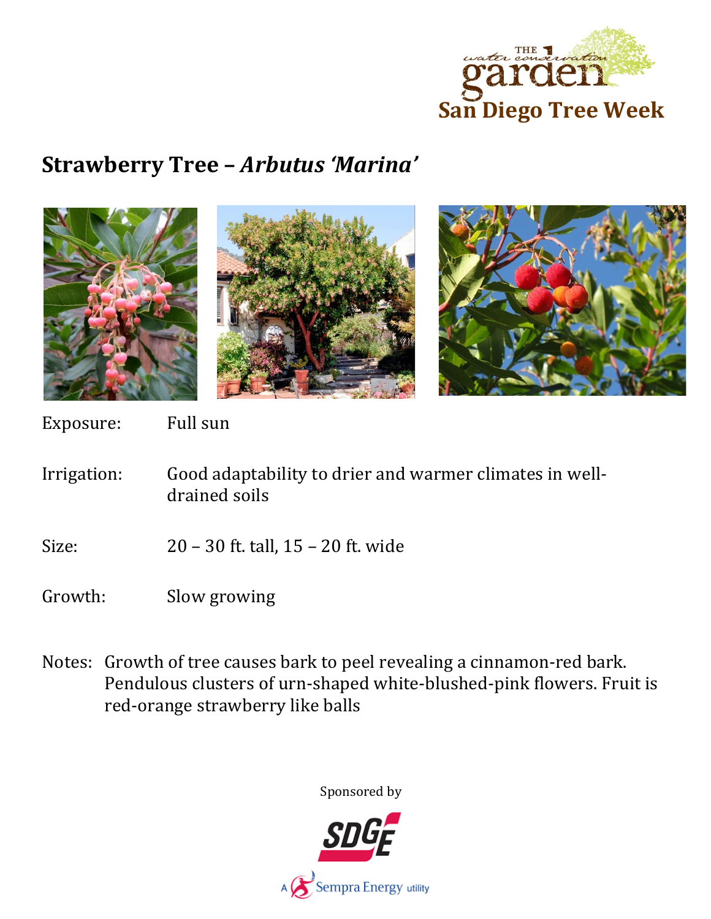THE water conservation garden

San Diego Tree Week

## Strawberry Tree – *Arbutus 'Marina'*

Exposure: Full sun

Irrigation: Good adaptability to drier and warmer climates in well-drained soils

Size: 20 – 30 ft. tall, 15 – 20 ft. wide

Growth: Slow growing

Notes: Growth of tree causes bark to peel revealing a cinnamon-red bark. Pendulous clusters of urn-shaped white-blushed-pink flowers. Fruit is red-orange strawberry like balls

Sponsored by

SDGE

A Sempra Energy utility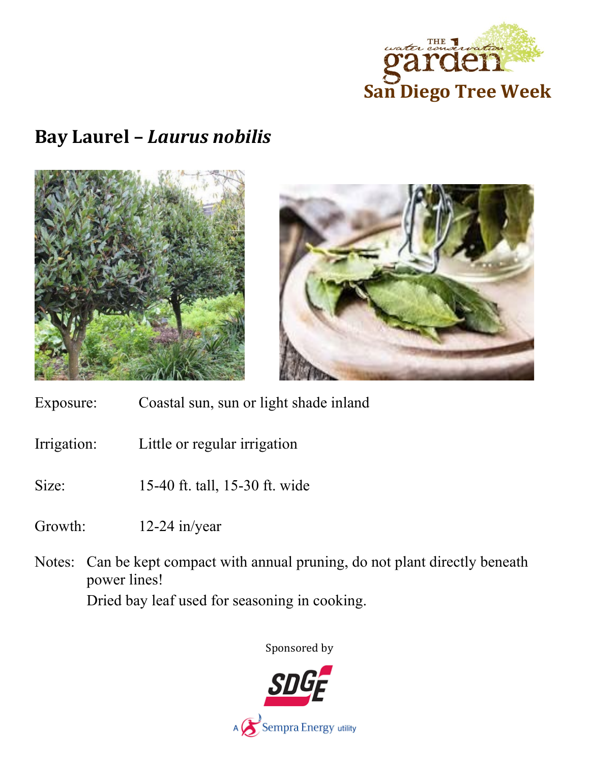THE water conservation garden

San Diego Tree Week

## Bay Laurel – *Laurus nobilis*

Exposure: Coastal sun, sun or light shade inland

Irrigation: Little or regular irrigation

Size: 15-40 ft. tall, 15-30 ft. wide

Growth: 12-24 in/year

Notes: Can be kept compact with annual pruning, do not plant directly beneath power lines!
Dried bay leaf used for seasoning in cooking.

Sponsored by

SDGE

A Sempra Energy utility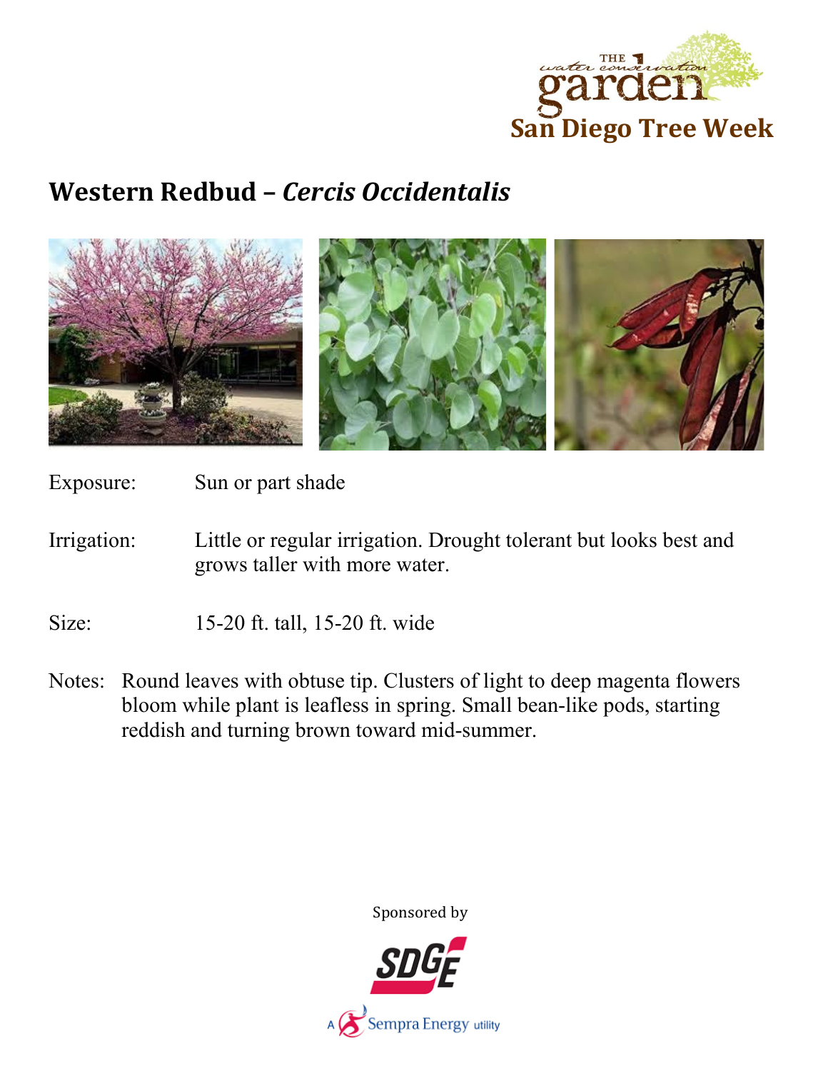The Water Conservation Garden

San Diego Tree Week

## Western Redbud – *Cercis Occidentalis*

Exposure: Sun or part shade

Irrigation: Little or regular irrigation. Drought tolerant but looks best and grows taller with more water.

Size: 15-20 ft. tall, 15-20 ft. wide

Notes: Round leaves with obtuse tip. Clusters of light to deep magenta flowers bloom while plant is leafless in spring. Small bean-like pods, starting reddish and turning brown toward mid-summer.

Sponsored by

SDGE

A Sempra Energy utility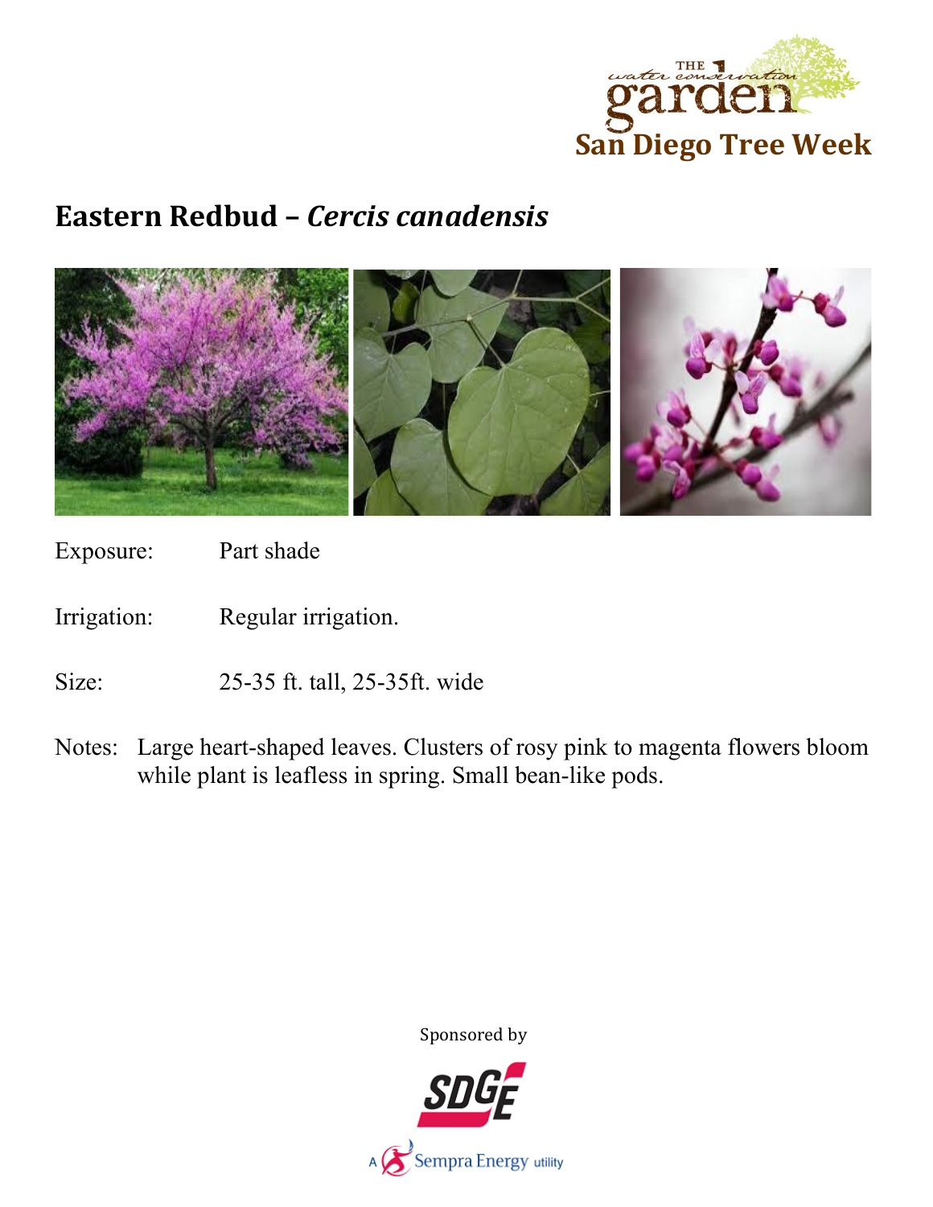# Eastern Redbud – *Cercis canadensis*

Exposure: Part shade

Irrigation: Regular irrigation.

Size: 25-35 ft. tall, 25-35ft. wide

Notes: Large heart-shaped leaves. Clusters of rosy pink to magenta flowers bloom while plant is leafless in spring. Small bean-like pods.

Sponsored by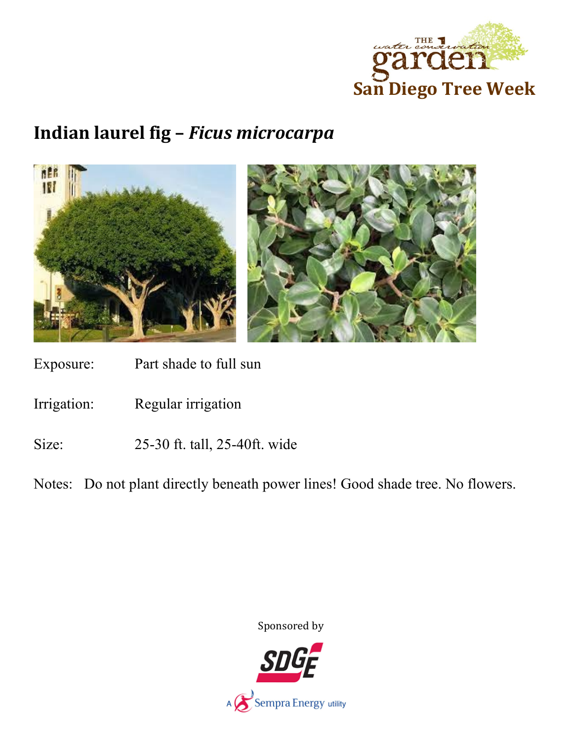# Indian laurel fig – *Ficus microcarpa*

Exposure: Part shade to full sun

Irrigation: Regular irrigation

Size: 25-30 ft. tall, 25-40ft. wide

Notes: Do not plant directly beneath power lines! Good shade tree. No flowers.

Sponsored by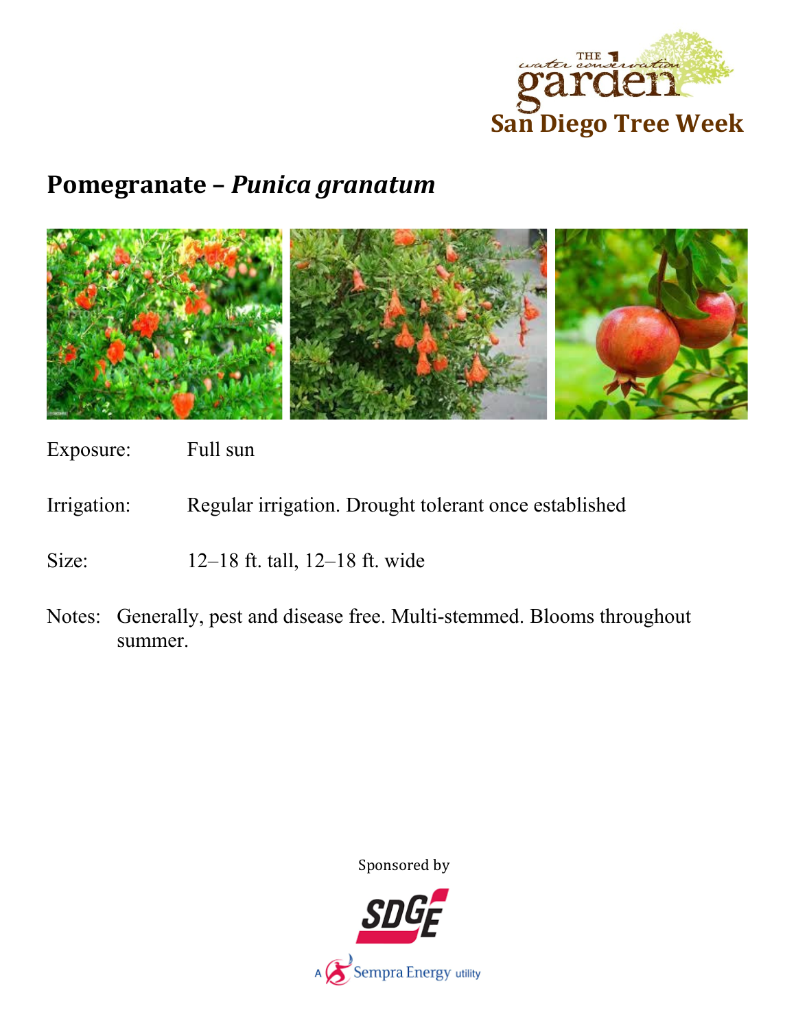THE water conservation garden

San Diego Tree Week

## Pomegranate – *Punica granatum*

Exposure: Full sun

Irrigation: Regular irrigation. Drought tolerant once established

Size: 12–18 ft. tall, 12–18 ft. wide

Notes: Generally, pest and disease free. Multi-stemmed. Blooms throughout summer.

Sponsored by

SDGE

A Sempra Energy utility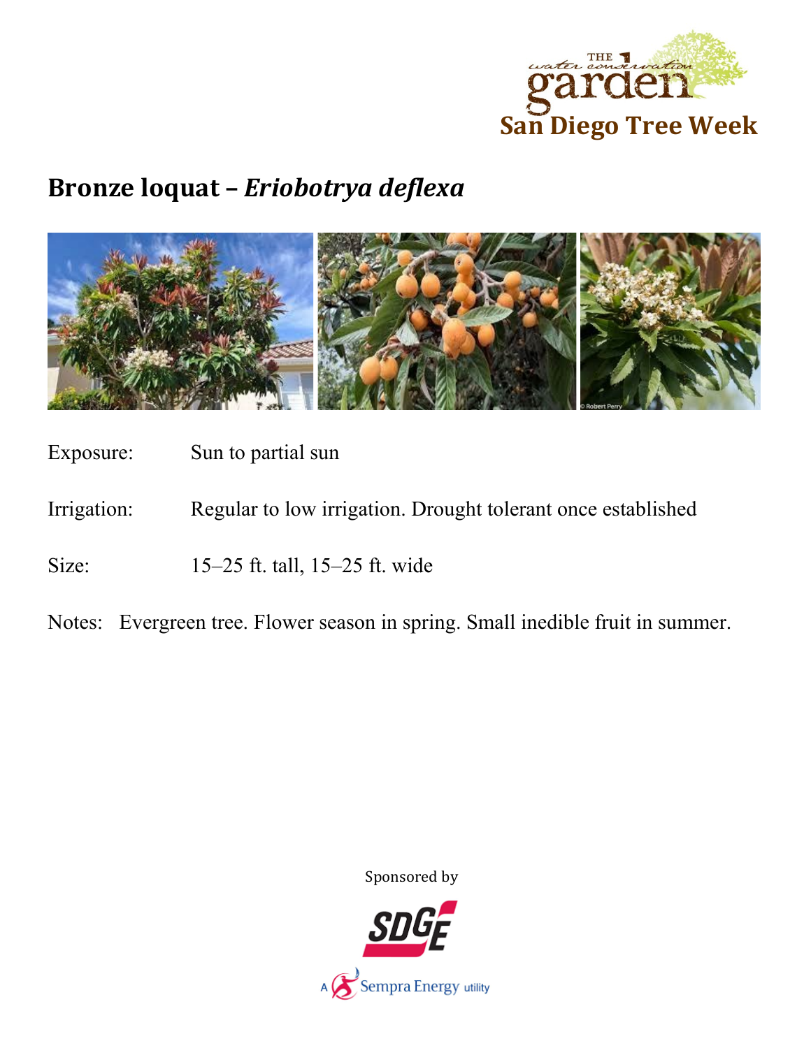The water conservation garden

San Diego Tree Week

# Bronze loquat – *Eriobotrya deflexa*

© Robert Perry

Exposure: Sun to partial sun

Irrigation: Regular to low irrigation. Drought tolerant once established

Size: 15–25 ft. tall, 15–25 ft. wide

Notes: Evergreen tree. Flower season in spring. Small inedible fruit in summer.

Sponsored by

SDGE

A Sempra Energy utility